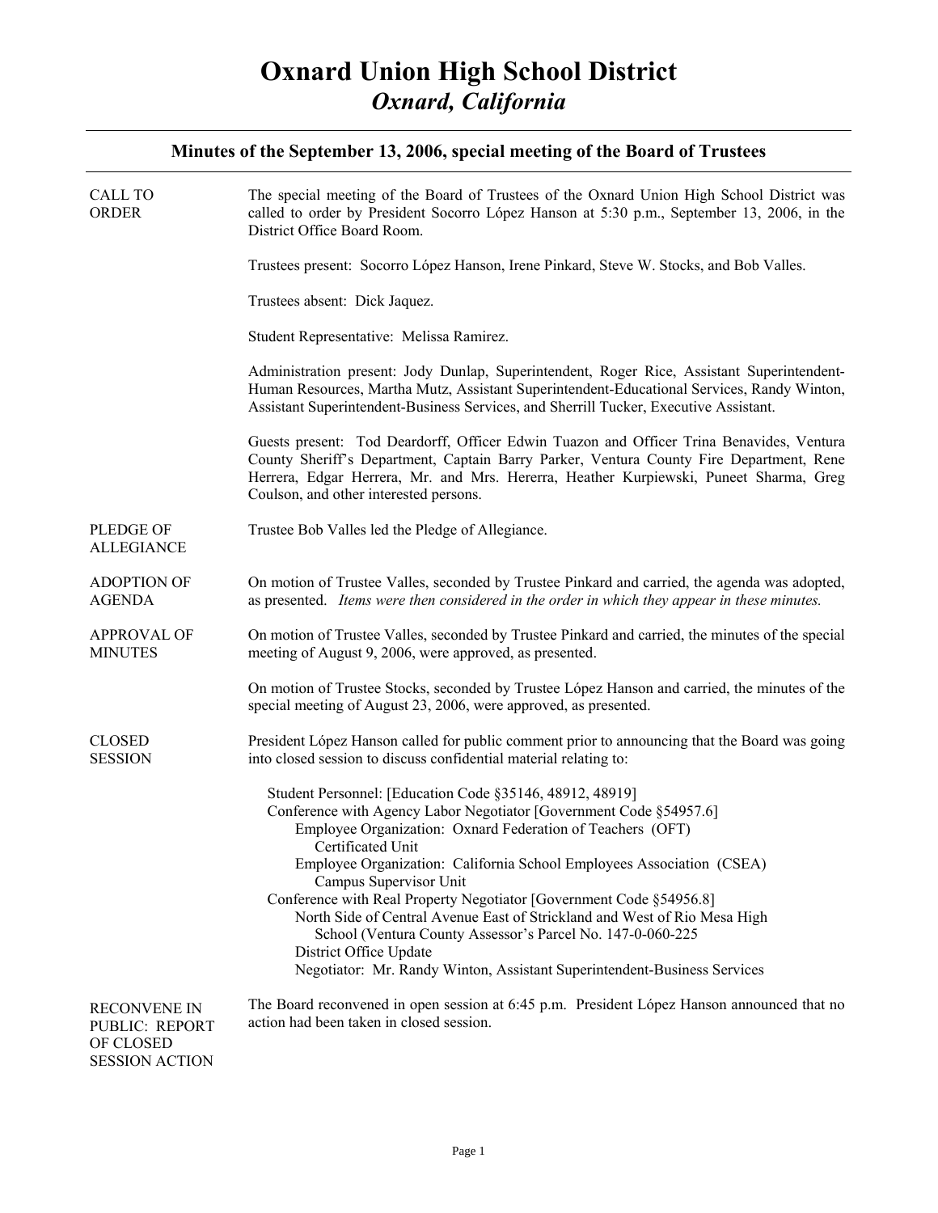# Oxnard Union High School District
## *Oxnard, California*

### Minutes of the September 13, 2006, special meeting of the Board of Trustees

**CALL TO ORDER**

The special meeting of the Board of Trustees of the Oxnard Union High School District was called to order by President Socorro López Hanson at 5:30 p.m., September 13, 2006, in the District Office Board Room.

Trustees present: Socorro López Hanson, Irene Pinkard, Steve W. Stocks, and Bob Valles.

Trustees absent: Dick Jaquez.

Student Representative: Melissa Ramirez.

Administration present: Jody Dunlap, Superintendent, Roger Rice, Assistant Superintendent-Human Resources, Martha Mutz, Assistant Superintendent-Educational Services, Randy Winton, Assistant Superintendent-Business Services, and Sherrill Tucker, Executive Assistant.

Guests present: Tod Deardorff, Officer Edwin Tuazon and Officer Trina Benavides, Ventura County Sheriff's Department, Captain Barry Parker, Ventura County Fire Department, Rene Herrera, Edgar Herrera, Mr. and Mrs. Hererra, Heather Kurpiewski, Puneet Sharma, Greg Coulson, and other interested persons.

**PLEDGE OF ALLEGIANCE**

Trustee Bob Valles led the Pledge of Allegiance.

**ADOPTION OF AGENDA**

On motion of Trustee Valles, seconded by Trustee Pinkard and carried, the agenda was adopted, as presented. *Items were then considered in the order in which they appear in these minutes.*

**APPROVAL OF MINUTES**

On motion of Trustee Valles, seconded by Trustee Pinkard and carried, the minutes of the special meeting of August 9, 2006, were approved, as presented.

On motion of Trustee Stocks, seconded by Trustee López Hanson and carried, the minutes of the special meeting of August 23, 2006, were approved, as presented.

**CLOSED SESSION**

President López Hanson called for public comment prior to announcing that the Board was going into closed session to discuss confidential material relating to:

- Student Personnel: [Education Code §35146, 48912, 48919]
- Conference with Agency Labor Negotiator [Government Code §54957.6]
  - Employee Organization: Oxnard Federation of Teachers (OFT)
    - Certificated Unit
  - Employee Organization: California School Employees Association (CSEA)
    - Campus Supervisor Unit
- Conference with Real Property Negotiator [Government Code §54956.8]
  - North Side of Central Avenue East of Strickland and West of Rio Mesa High School (Ventura County Assessor's Parcel No. 147-0-060-225
  - District Office Update
  - Negotiator: Mr. Randy Winton, Assistant Superintendent-Business Services

**RECONVENE IN PUBLIC: REPORT OF CLOSED SESSION ACTION**

The Board reconvened in open session at 6:45 p.m. President López Hanson announced that no action had been taken in closed session.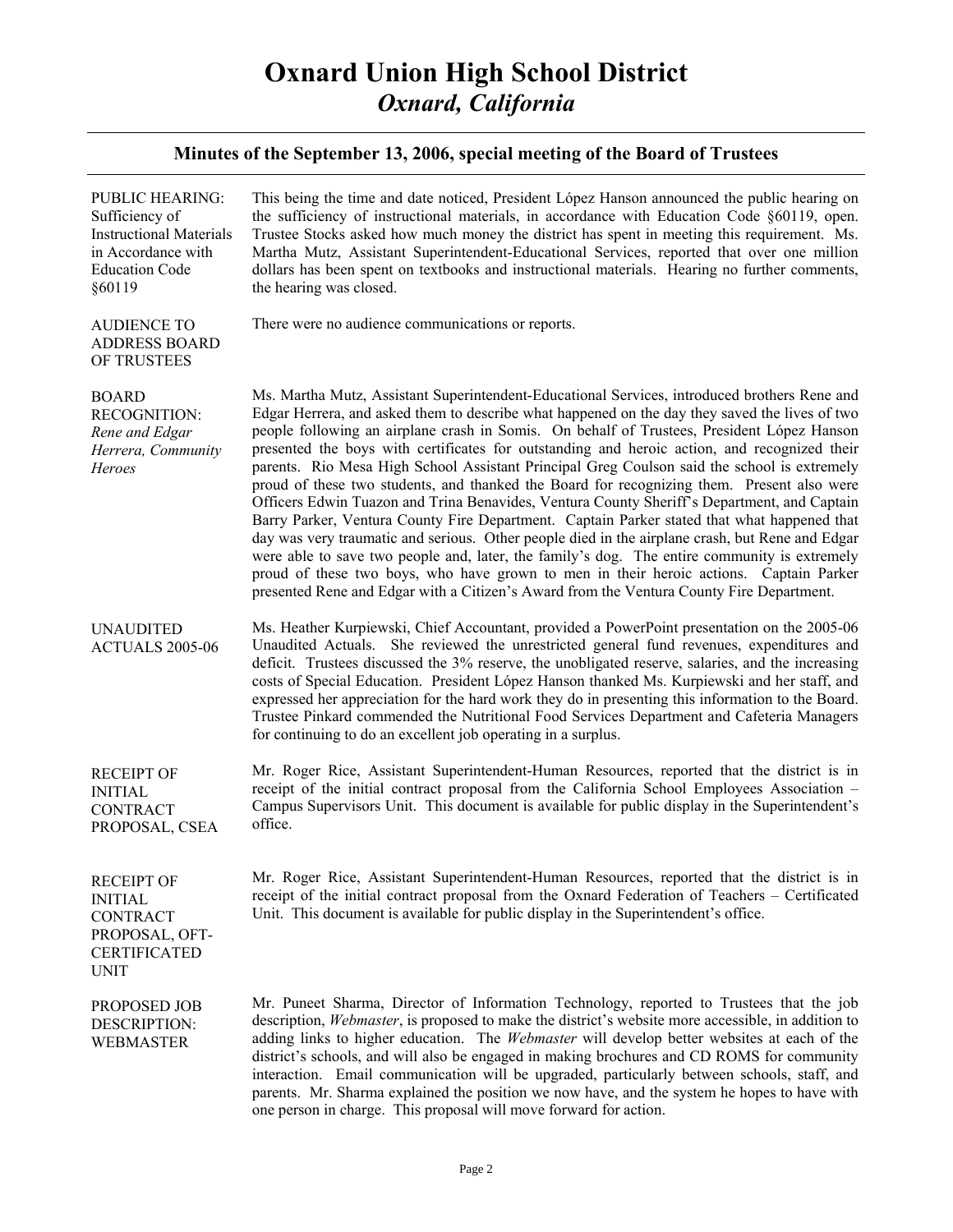# Oxnard Union High School District
## *Oxnard, California*

### Minutes of the September 13, 2006, special meeting of the Board of Trustees

**PUBLIC HEARING: Sufficiency of Instructional Materials in Accordance with Education Code §60119**

This being the time and date noticed, President López Hanson announced the public hearing on the sufficiency of instructional materials, in accordance with Education Code §60119, open. Trustee Stocks asked how much money the district has spent in meeting this requirement. Ms. Martha Mutz, Assistant Superintendent-Educational Services, reported that over one million dollars has been spent on textbooks and instructional materials. Hearing no further comments, the hearing was closed.

**AUDIENCE TO ADDRESS BOARD OF TRUSTEES**

There were no audience communications or reports.

**BOARD RECOGNITION:** *Rene and Edgar Herrera, Community Heroes*

Ms. Martha Mutz, Assistant Superintendent-Educational Services, introduced brothers Rene and Edgar Herrera, and asked them to describe what happened on the day they saved the lives of two people following an airplane crash in Somis. On behalf of Trustees, President López Hanson presented the boys with certificates for outstanding and heroic action, and recognized their parents. Rio Mesa High School Assistant Principal Greg Coulson said the school is extremely proud of these two students, and thanked the Board for recognizing them. Present also were Officers Edwin Tuazon and Trina Benavides, Ventura County Sheriff's Department, and Captain Barry Parker, Ventura County Fire Department. Captain Parker stated that what happened that day was very traumatic and serious. Other people died in the airplane crash, but Rene and Edgar were able to save two people and, later, the family's dog. The entire community is extremely proud of these two boys, who have grown to men in their heroic actions. Captain Parker presented Rene and Edgar with a Citizen's Award from the Ventura County Fire Department.

**UNAUDITED ACTUALS 2005-06**

Ms. Heather Kurpiewski, Chief Accountant, provided a PowerPoint presentation on the 2005-06 Unaudited Actuals. She reviewed the unrestricted general fund revenues, expenditures and deficit. Trustees discussed the 3% reserve, the unobligated reserve, salaries, and the increasing costs of Special Education. President López Hanson thanked Ms. Kurpiewski and her staff, and expressed her appreciation for the hard work they do in presenting this information to the Board. Trustee Pinkard commended the Nutritional Food Services Department and Cafeteria Managers for continuing to do an excellent job operating in a surplus.

**RECEIPT OF INITIAL CONTRACT PROPOSAL, CSEA**

Mr. Roger Rice, Assistant Superintendent-Human Resources, reported that the district is in receipt of the initial contract proposal from the California School Employees Association – Campus Supervisors Unit. This document is available for public display in the Superintendent's office.

**RECEIPT OF INITIAL CONTRACT PROPOSAL, OFT-CERTIFICATED UNIT**

Mr. Roger Rice, Assistant Superintendent-Human Resources, reported that the district is in receipt of the initial contract proposal from the Oxnard Federation of Teachers – Certificated Unit. This document is available for public display in the Superintendent's office.

**PROPOSED JOB DESCRIPTION: WEBMASTER**

Mr. Puneet Sharma, Director of Information Technology, reported to Trustees that the job description, *Webmaster*, is proposed to make the district's website more accessible, in addition to adding links to higher education. The *Webmaster* will develop better websites at each of the district's schools, and will also be engaged in making brochures and CD ROMS for community interaction. Email communication will be upgraded, particularly between schools, staff, and parents. Mr. Sharma explained the position we now have, and the system he hopes to have with one person in charge. This proposal will move forward for action.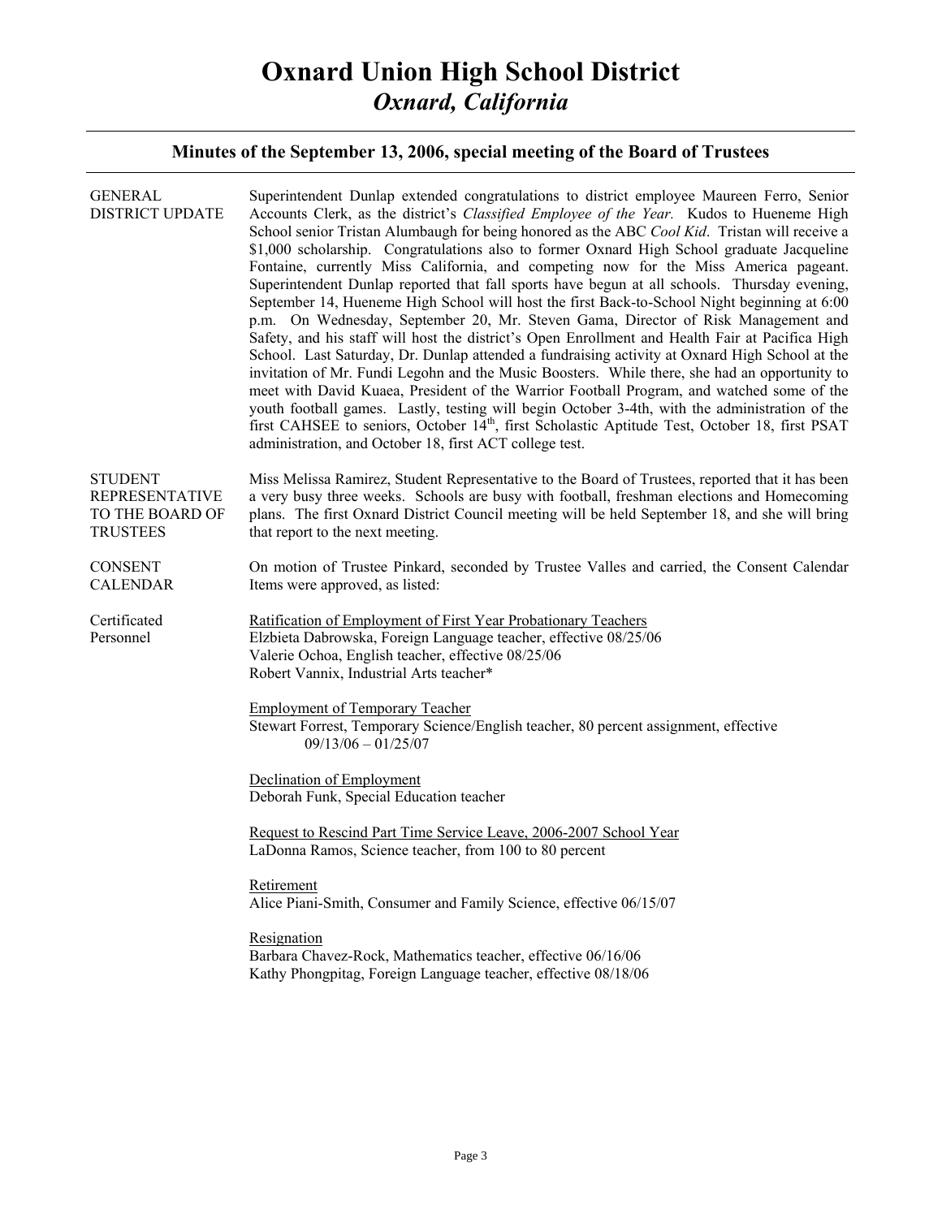# Oxnard Union High School District
## *Oxnard, California*

### Minutes of the September 13, 2006, special meeting of the Board of Trustees

**GENERAL DISTRICT UPDATE**

Superintendent Dunlap extended congratulations to district employee Maureen Ferro, Senior Accounts Clerk, as the district's *Classified Employee of the Year.* Kudos to Hueneme High School senior Tristan Alumbaugh for being honored as the ABC *Cool Kid*. Tristan will receive a $1,000 scholarship. Congratulations also to former Oxnard High School graduate Jacqueline Fontaine, currently Miss California, and competing now for the Miss America pageant. Superintendent Dunlap reported that fall sports have begun at all schools. Thursday evening, September 14, Hueneme High School will host the first Back-to-School Night beginning at 6:00 p.m. On Wednesday, September 20, Mr. Steven Gama, Director of Risk Management and Safety, and his staff will host the district's Open Enrollment and Health Fair at Pacifica High School. Last Saturday, Dr. Dunlap attended a fundraising activity at Oxnard High School at the invitation of Mr. Fundi Legohn and the Music Boosters. While there, she had an opportunity to meet with David Kuaea, President of the Warrior Football Program, and watched some of the youth football games. Lastly, testing will begin October 3-4th, with the administration of the first CAHSEE to seniors, October 14th, first Scholastic Aptitude Test, October 18, first PSAT administration, and October 18, first ACT college test.

**STUDENT REPRESENTATIVE TO THE BOARD OF TRUSTEES**

Miss Melissa Ramirez, Student Representative to the Board of Trustees, reported that it has been a very busy three weeks. Schools are busy with football, freshman elections and Homecoming plans. The first Oxnard District Council meeting will be held September 18, and she will bring that report to the next meeting.

**CONSENT CALENDAR**

On motion of Trustee Pinkard, seconded by Trustee Valles and carried, the Consent Calendar Items were approved, as listed:

**Certificated Personnel**

<u>Ratification of Employment of First Year Probationary Teachers</u>
Elzbieta Dabrowska, Foreign Language teacher, effective 08/25/06
Valerie Ochoa, English teacher, effective 08/25/06
Robert Vannix, Industrial Arts teacher*

<u>Employment of Temporary Teacher</u>
Stewart Forrest, Temporary Science/English teacher, 80 percent assignment, effective 09/13/06 – 01/25/07

<u>Declination of Employment</u>
Deborah Funk, Special Education teacher

<u>Request to Rescind Part Time Service Leave, 2006-2007 School Year</u>
LaDonna Ramos, Science teacher, from 100 to 80 percent

<u>Retirement</u>
Alice Piani-Smith, Consumer and Family Science, effective 06/15/07

<u>Resignation</u>
Barbara Chavez-Rock, Mathematics teacher, effective 06/16/06
Kathy Phongpitag, Foreign Language teacher, effective 08/18/06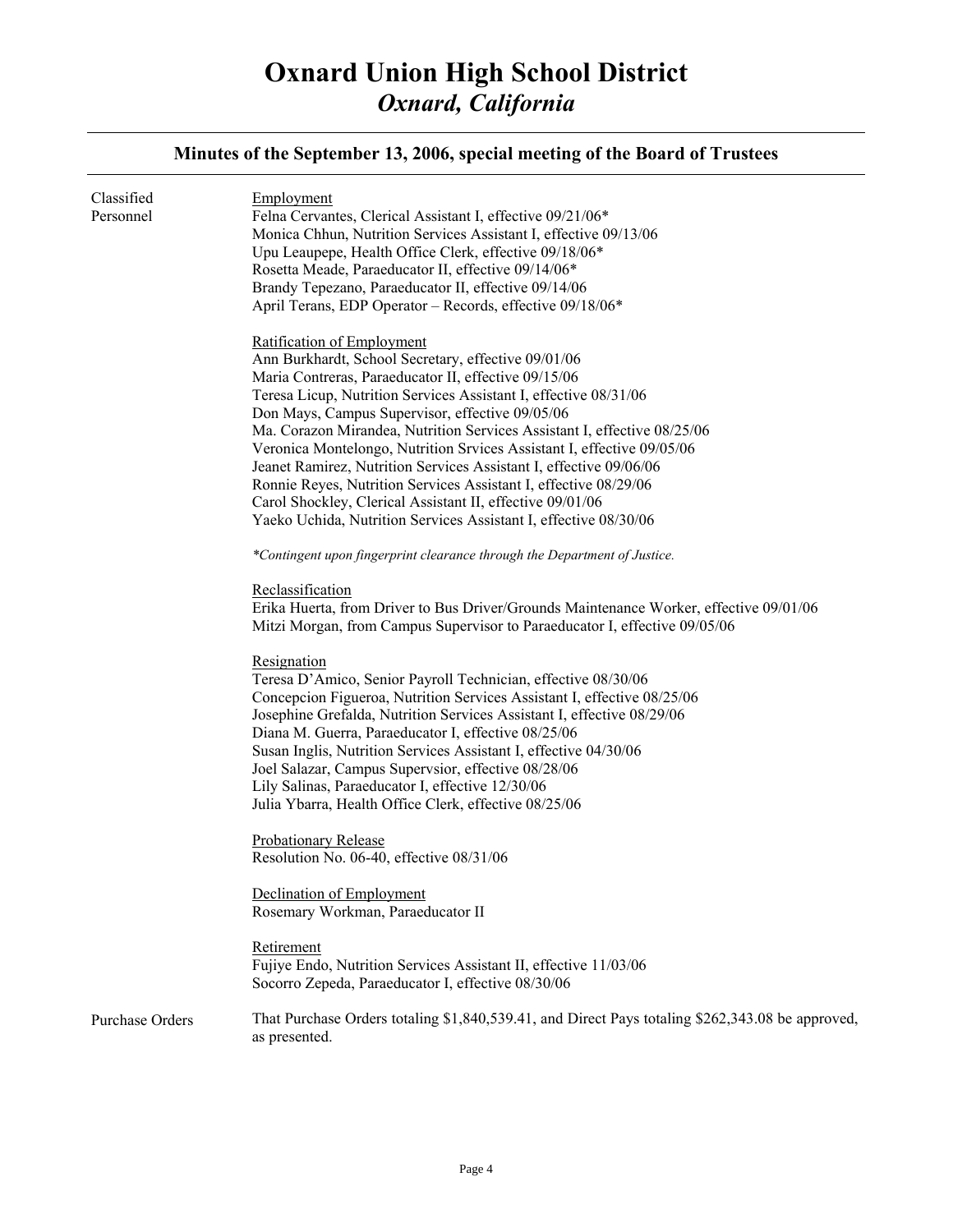# Oxnard Union High School District
## *Oxnard, California*

### Minutes of the September 13, 2006, special meeting of the Board of Trustees

**Classified Personnel**

Employment
Felna Cervantes, Clerical Assistant I, effective 09/21/06*
Monica Chhun, Nutrition Services Assistant I, effective 09/13/06
Upu Leaupepe, Health Office Clerk, effective 09/18/06*
Rosetta Meade, Paraeducator II, effective 09/14/06*
Brandy Tepezano, Paraeducator II, effective 09/14/06
April Terans, EDP Operator – Records, effective 09/18/06*

Ratification of Employment
Ann Burkhardt, School Secretary, effective 09/01/06
Maria Contreras, Paraeducator II, effective 09/15/06
Teresa Licup, Nutrition Services Assistant I, effective 08/31/06
Don Mays, Campus Supervisor, effective 09/05/06
Ma. Corazon Mirandea, Nutrition Services Assistant I, effective 08/25/06
Veronica Montelongo, Nutrition Srvices Assistant I, effective 09/05/06
Jeanet Ramirez, Nutrition Services Assistant I, effective 09/06/06
Ronnie Reyes, Nutrition Services Assistant I, effective 08/29/06
Carol Shockley, Clerical Assistant II, effective 09/01/06
Yaeko Uchida, Nutrition Services Assistant I, effective 08/30/06

*\*Contingent upon fingerprint clearance through the Department of Justice.*

Reclassification
Erika Huerta, from Driver to Bus Driver/Grounds Maintenance Worker, effective 09/01/06
Mitzi Morgan, from Campus Supervisor to Paraeducator I, effective 09/05/06

Resignation
Teresa D'Amico, Senior Payroll Technician, effective 08/30/06
Concepcion Figueroa, Nutrition Services Assistant I, effective 08/25/06
Josephine Grefalda, Nutrition Services Assistant I, effective 08/29/06
Diana M. Guerra, Paraeducator I, effective 08/25/06
Susan Inglis, Nutrition Services Assistant I, effective 04/30/06
Joel Salazar, Campus Supervsior, effective 08/28/06
Lily Salinas, Paraeducator I, effective 12/30/06
Julia Ybarra, Health Office Clerk, effective 08/25/06

Probationary Release
Resolution No. 06-40, effective 08/31/06

Declination of Employment
Rosemary Workman, Paraeducator II

Retirement
Fujiye Endo, Nutrition Services Assistant II, effective 11/03/06
Socorro Zepeda, Paraeducator I, effective 08/30/06

**Purchase Orders**

That Purchase Orders totaling $1,840,539.41, and Direct Pays totaling $262,343.08 be approved, as presented.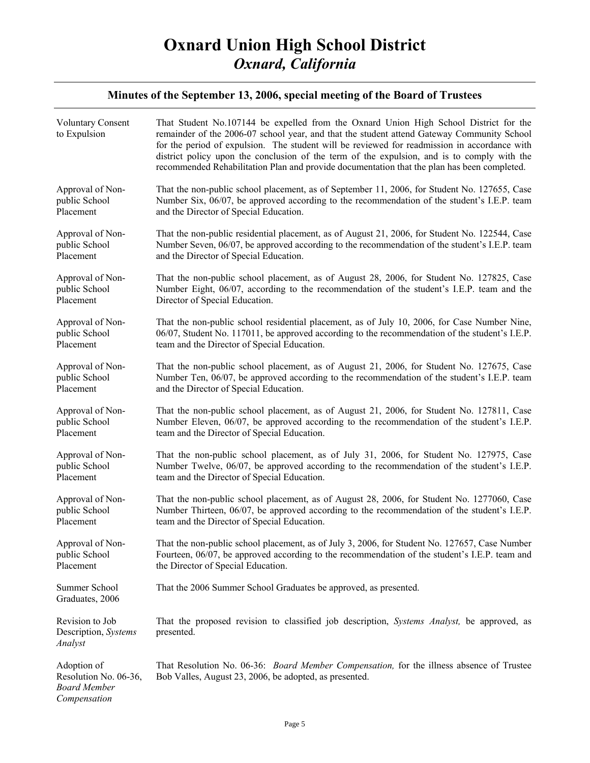# Oxnard Union High School District
## *Oxnard, California*

### Minutes of the September 13, 2006, special meeting of the Board of Trustees

| | |
|---|---|
| Voluntary Consent to Expulsion | That Student No.107144 be expelled from the Oxnard Union High School District for the remainder of the 2006-07 school year, and that the student attend Gateway Community School for the period of expulsion. The student will be reviewed for readmission in accordance with district policy upon the conclusion of the term of the expulsion, and is to comply with the recommended Rehabilitation Plan and provide documentation that the plan has been completed. |
| Approval of Non-public School Placement | That the non-public school placement, as of September 11, 2006, for Student No. 127655, Case Number Six, 06/07, be approved according to the recommendation of the student's I.E.P. team and the Director of Special Education. |
| Approval of Non-public School Placement | That the non-public residential placement, as of August 21, 2006, for Student No. 122544, Case Number Seven, 06/07, be approved according to the recommendation of the student's I.E.P. team and the Director of Special Education. |
| Approval of Non-public School Placement | That the non-public school placement, as of August 28, 2006, for Student No. 127825, Case Number Eight, 06/07, according to the recommendation of the student's I.E.P. team and the Director of Special Education. |
| Approval of Non-public School Placement | That the non-public school residential placement, as of July 10, 2006, for Case Number Nine, 06/07, Student No. 117011, be approved according to the recommendation of the student's I.E.P. team and the Director of Special Education. |
| Approval of Non-public School Placement | That the non-public school placement, as of August 21, 2006, for Student No. 127675, Case Number Ten, 06/07, be approved according to the recommendation of the student's I.E.P. team and the Director of Special Education. |
| Approval of Non-public School Placement | That the non-public school placement, as of August 21, 2006, for Student No. 127811, Case Number Eleven, 06/07, be approved according to the recommendation of the student's I.E.P. team and the Director of Special Education. |
| Approval of Non-public School Placement | That the non-public school placement, as of July 31, 2006, for Student No. 127975, Case Number Twelve, 06/07, be approved according to the recommendation of the student's I.E.P. team and the Director of Special Education. |
| Approval of Non-public School Placement | That the non-public school placement, as of August 28, 2006, for Student No. 1277060, Case Number Thirteen, 06/07, be approved according to the recommendation of the student's I.E.P. team and the Director of Special Education. |
| Approval of Non-public School Placement | That the non-public school placement, as of July 3, 2006, for Student No. 127657, Case Number Fourteen, 06/07, be approved according to the recommendation of the student's I.E.P. team and the Director of Special Education. |
| Summer School Graduates, 2006 | That the 2006 Summer School Graduates be approved, as presented. |
| Revision to Job Description, *Systems Analyst* | That the proposed revision to classified job description, *Systems Analyst,* be approved, as presented. |
| Adoption of Resolution No. 06-36, *Board Member Compensation* | That Resolution No. 06-36: *Board Member Compensation,* for the illness absence of Trustee Bob Valles, August 23, 2006, be adopted, as presented. |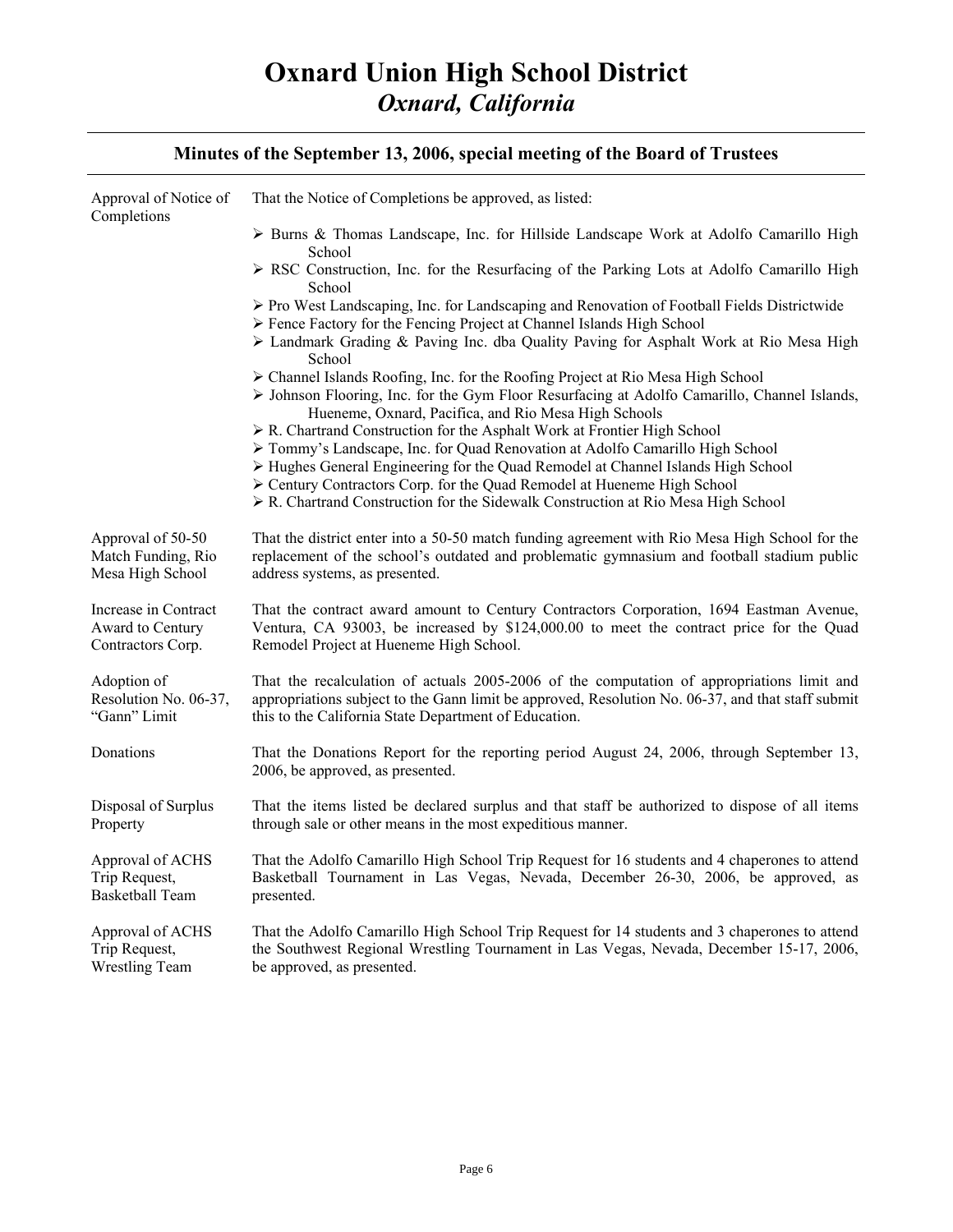# Oxnard Union High School District

## *Oxnard, California*

### Minutes of the September 13, 2006, special meeting of the Board of Trustees

**Approval of Notice of Completions**

That the Notice of Completions be approved, as listed:

- Burns & Thomas Landscape, Inc. for Hillside Landscape Work at Adolfo Camarillo High School
- RSC Construction, Inc. for the Resurfacing of the Parking Lots at Adolfo Camarillo High School
- Pro West Landscaping, Inc. for Landscaping and Renovation of Football Fields Districtwide
- Fence Factory for the Fencing Project at Channel Islands High School
- Landmark Grading & Paving Inc. dba Quality Paving for Asphalt Work at Rio Mesa High School
- Channel Islands Roofing, Inc. for the Roofing Project at Rio Mesa High School
- Johnson Flooring, Inc. for the Gym Floor Resurfacing at Adolfo Camarillo, Channel Islands, Hueneme, Oxnard, Pacifica, and Rio Mesa High Schools
- R. Chartrand Construction for the Asphalt Work at Frontier High School
- Tommy's Landscape, Inc. for Quad Renovation at Adolfo Camarillo High School
- Hughes General Engineering for the Quad Remodel at Channel Islands High School
- Century Contractors Corp. for the Quad Remodel at Hueneme High School
- R. Chartrand Construction for the Sidewalk Construction at Rio Mesa High School

**Approval of 50-50 Match Funding, Rio Mesa High School**

That the district enter into a 50-50 match funding agreement with Rio Mesa High School for the replacement of the school's outdated and problematic gymnasium and football stadium public address systems, as presented.

**Increase in Contract Award to Century Contractors Corp.**

That the contract award amount to Century Contractors Corporation, 1694 Eastman Avenue, Ventura, CA 93003, be increased by $124,000.00 to meet the contract price for the Quad Remodel Project at Hueneme High School.

**Adoption of Resolution No. 06-37, "Gann" Limit**

That the recalculation of actuals 2005-2006 of the computation of appropriations limit and appropriations subject to the Gann limit be approved, Resolution No. 06-37, and that staff submit this to the California State Department of Education.

**Donations**

That the Donations Report for the reporting period August 24, 2006, through September 13, 2006, be approved, as presented.

**Disposal of Surplus Property**

That the items listed be declared surplus and that staff be authorized to dispose of all items through sale or other means in the most expeditious manner.

**Approval of ACHS Trip Request, Basketball Team**

That the Adolfo Camarillo High School Trip Request for 16 students and 4 chaperones to attend Basketball Tournament in Las Vegas, Nevada, December 26-30, 2006, be approved, as presented.

**Approval of ACHS Trip Request, Wrestling Team**

That the Adolfo Camarillo High School Trip Request for 14 students and 3 chaperones to attend the Southwest Regional Wrestling Tournament in Las Vegas, Nevada, December 15-17, 2006, be approved, as presented.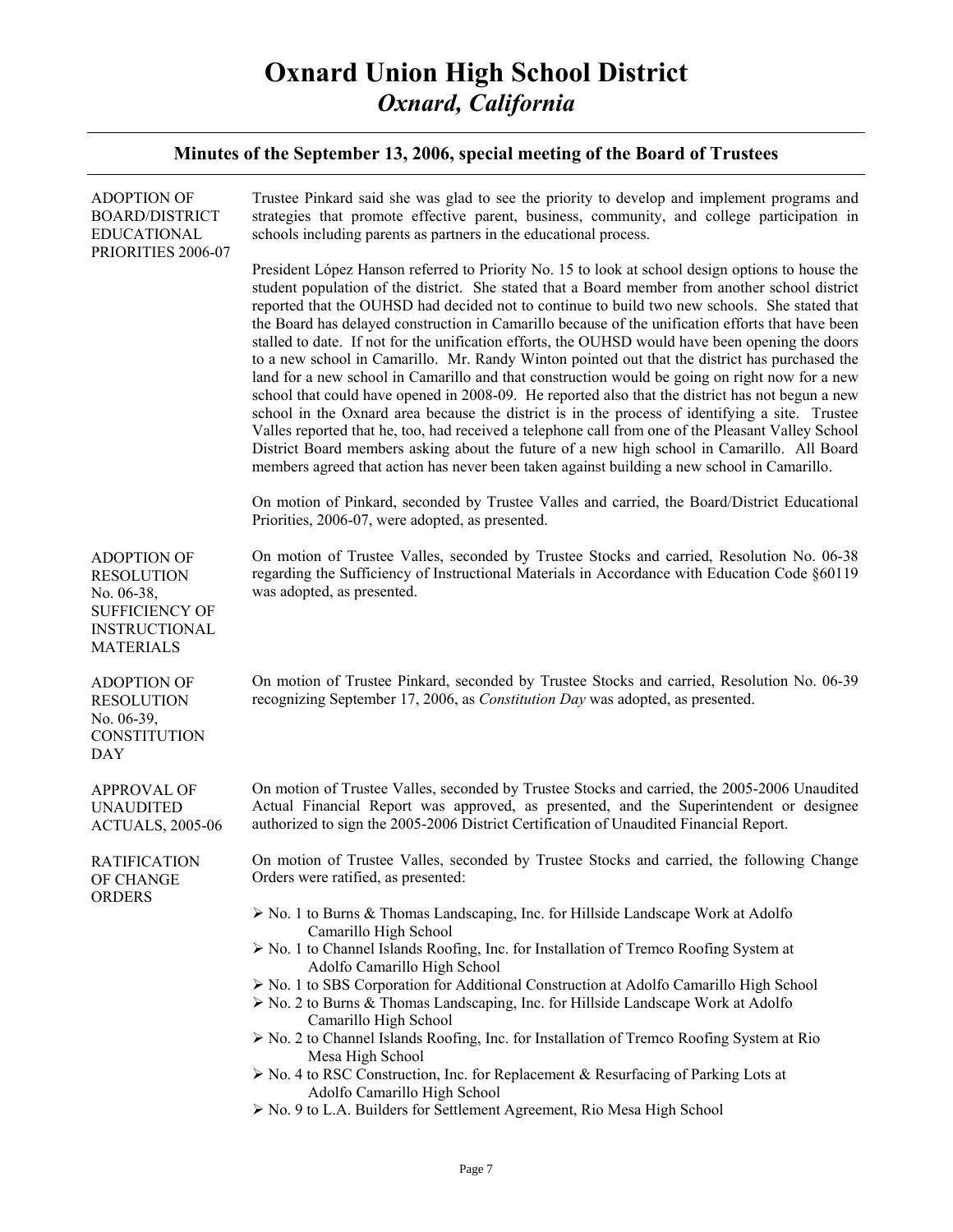# Oxnard Union High School District
## *Oxnard, California*

### Minutes of the September 13, 2006, special meeting of the Board of Trustees

**ADOPTION OF BOARD/DISTRICT EDUCATIONAL PRIORITIES 2006-07**

Trustee Pinkard said she was glad to see the priority to develop and implement programs and strategies that promote effective parent, business, community, and college participation in schools including parents as partners in the educational process.

President López Hanson referred to Priority No. 15 to look at school design options to house the student population of the district. She stated that a Board member from another school district reported that the OUHSD had decided not to continue to build two new schools. She stated that the Board has delayed construction in Camarillo because of the unification efforts that have been stalled to date. If not for the unification efforts, the OUHSD would have been opening the doors to a new school in Camarillo. Mr. Randy Winton pointed out that the district has purchased the land for a new school in Camarillo and that construction would be going on right now for a new school that could have opened in 2008-09. He reported also that the district has not begun a new school in the Oxnard area because the district is in the process of identifying a site. Trustee Valles reported that he, too, had received a telephone call from one of the Pleasant Valley School District Board members asking about the future of a new high school in Camarillo. All Board members agreed that action has never been taken against building a new school in Camarillo.

On motion of Pinkard, seconded by Trustee Valles and carried, the Board/District Educational Priorities, 2006-07, were adopted, as presented.

**ADOPTION OF RESOLUTION No. 06-38, SUFFICIENCY OF INSTRUCTIONAL MATERIALS**

On motion of Trustee Valles, seconded by Trustee Stocks and carried, Resolution No. 06-38 regarding the Sufficiency of Instructional Materials in Accordance with Education Code §60119 was adopted, as presented.

**ADOPTION OF RESOLUTION No. 06-39, CONSTITUTION DAY**

On motion of Trustee Pinkard, seconded by Trustee Stocks and carried, Resolution No. 06-39 recognizing September 17, 2006, as *Constitution Day* was adopted, as presented.

**APPROVAL OF UNAUDITED ACTUALS, 2005-06**

On motion of Trustee Valles, seconded by Trustee Stocks and carried, the 2005-2006 Unaudited Actual Financial Report was approved, as presented, and the Superintendent or designee authorized to sign the 2005-2006 District Certification of Unaudited Financial Report.

**RATIFICATION OF CHANGE ORDERS**

On motion of Trustee Valles, seconded by Trustee Stocks and carried, the following Change Orders were ratified, as presented:

- No. 1 to Burns & Thomas Landscaping, Inc. for Hillside Landscape Work at Adolfo Camarillo High School
- No. 1 to Channel Islands Roofing, Inc. for Installation of Tremco Roofing System at Adolfo Camarillo High School
- No. 1 to SBS Corporation for Additional Construction at Adolfo Camarillo High School
- No. 2 to Burns & Thomas Landscaping, Inc. for Hillside Landscape Work at Adolfo Camarillo High School
- No. 2 to Channel Islands Roofing, Inc. for Installation of Tremco Roofing System at Rio Mesa High School
- No. 4 to RSC Construction, Inc. for Replacement & Resurfacing of Parking Lots at Adolfo Camarillo High School
- No. 9 to L.A. Builders for Settlement Agreement, Rio Mesa High School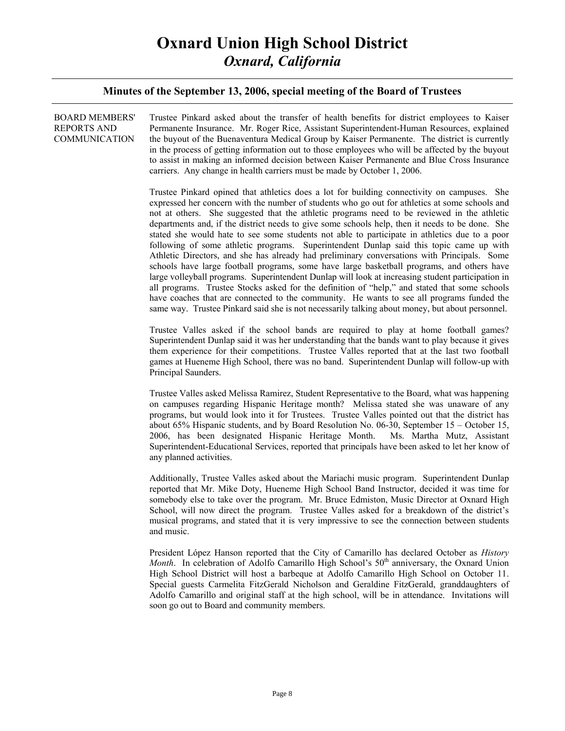# Oxnard Union High School District

## *Oxnard, California*

### Minutes of the September 13, 2006, special meeting of the Board of Trustees

**BOARD MEMBERS' REPORTS AND COMMUNICATION**

Trustee Pinkard asked about the transfer of health benefits for district employees to Kaiser Permanente Insurance. Mr. Roger Rice, Assistant Superintendent-Human Resources, explained the buyout of the Buenaventura Medical Group by Kaiser Permanente. The district is currently in the process of getting information out to those employees who will be affected by the buyout to assist in making an informed decision between Kaiser Permanente and Blue Cross Insurance carriers. Any change in health carriers must be made by October 1, 2006.

Trustee Pinkard opined that athletics does a lot for building connectivity on campuses. She expressed her concern with the number of students who go out for athletics at some schools and not at others. She suggested that the athletic programs need to be reviewed in the athletic departments and, if the district needs to give some schools help, then it needs to be done. She stated she would hate to see some students not able to participate in athletics due to a poor following of some athletic programs. Superintendent Dunlap said this topic came up with Athletic Directors, and she has already had preliminary conversations with Principals. Some schools have large football programs, some have large basketball programs, and others have large volleyball programs. Superintendent Dunlap will look at increasing student participation in all programs. Trustee Stocks asked for the definition of "help," and stated that some schools have coaches that are connected to the community. He wants to see all programs funded the same way. Trustee Pinkard said she is not necessarily talking about money, but about personnel.

Trustee Valles asked if the school bands are required to play at home football games? Superintendent Dunlap said it was her understanding that the bands want to play because it gives them experience for their competitions. Trustee Valles reported that at the last two football games at Hueneme High School, there was no band. Superintendent Dunlap will follow-up with Principal Saunders.

Trustee Valles asked Melissa Ramirez, Student Representative to the Board, what was happening on campuses regarding Hispanic Heritage month? Melissa stated she was unaware of any programs, but would look into it for Trustees. Trustee Valles pointed out that the district has about 65% Hispanic students, and by Board Resolution No. 06-30, September 15 – October 15, 2006, has been designated Hispanic Heritage Month. Ms. Martha Mutz, Assistant Superintendent-Educational Services, reported that principals have been asked to let her know of any planned activities.

Additionally, Trustee Valles asked about the Mariachi music program. Superintendent Dunlap reported that Mr. Mike Doty, Hueneme High School Band Instructor, decided it was time for somebody else to take over the program. Mr. Bruce Edmiston, Music Director at Oxnard High School, will now direct the program. Trustee Valles asked for a breakdown of the district's musical programs, and stated that it is very impressive to see the connection between students and music.

President López Hanson reported that the City of Camarillo has declared October as *History Month*. In celebration of Adolfo Camarillo High School's 50th anniversary, the Oxnard Union High School District will host a barbeque at Adolfo Camarillo High School on October 11. Special guests Carmelita FitzGerald Nicholson and Geraldine FitzGerald, granddaughters of Adolfo Camarillo and original staff at the high school, will be in attendance. Invitations will soon go out to Board and community members.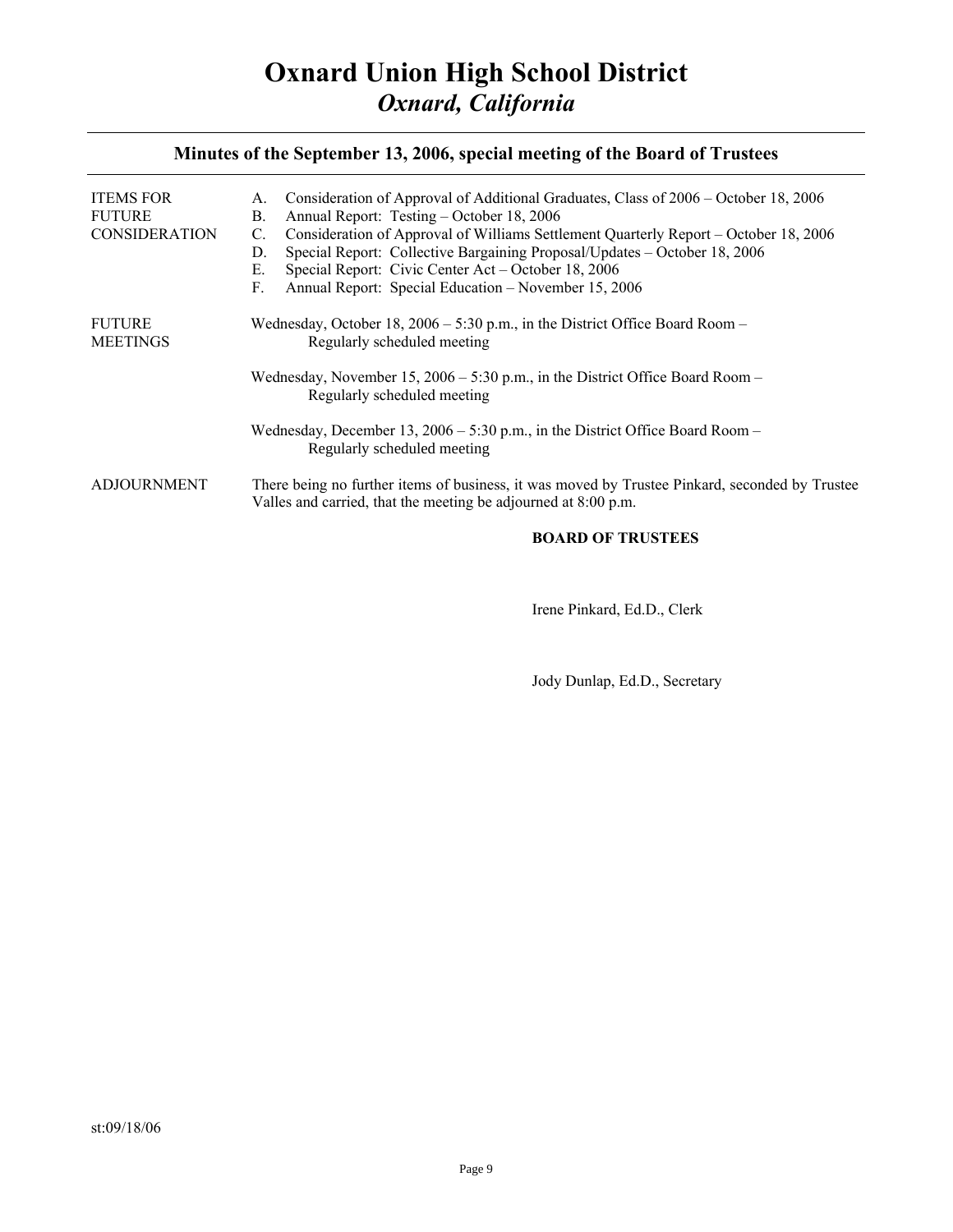# Oxnard Union High School District

## *Oxnard, California*

### Minutes of the September 13, 2006, special meeting of the Board of Trustees

**ITEMS FOR FUTURE CONSIDERATION**

A. Consideration of Approval of Additional Graduates, Class of 2006 – October 18, 2006
B. Annual Report: Testing – October 18, 2006
C. Consideration of Approval of Williams Settlement Quarterly Report – October 18, 2006
D. Special Report: Collective Bargaining Proposal/Updates – October 18, 2006
E. Special Report: Civic Center Act – October 18, 2006
F. Annual Report: Special Education – November 15, 2006

**FUTURE MEETINGS**

Wednesday, October 18, 2006 – 5:30 p.m., in the District Office Board Room – Regularly scheduled meeting

Wednesday, November 15, 2006 – 5:30 p.m., in the District Office Board Room – Regularly scheduled meeting

Wednesday, December 13, 2006 – 5:30 p.m., in the District Office Board Room – Regularly scheduled meeting

**ADJOURNMENT**

There being no further items of business, it was moved by Trustee Pinkard, seconded by Trustee Valles and carried, that the meeting be adjourned at 8:00 p.m.

**BOARD OF TRUSTEES**

Irene Pinkard, Ed.D., Clerk

Jody Dunlap, Ed.D., Secretary

st:09/18/06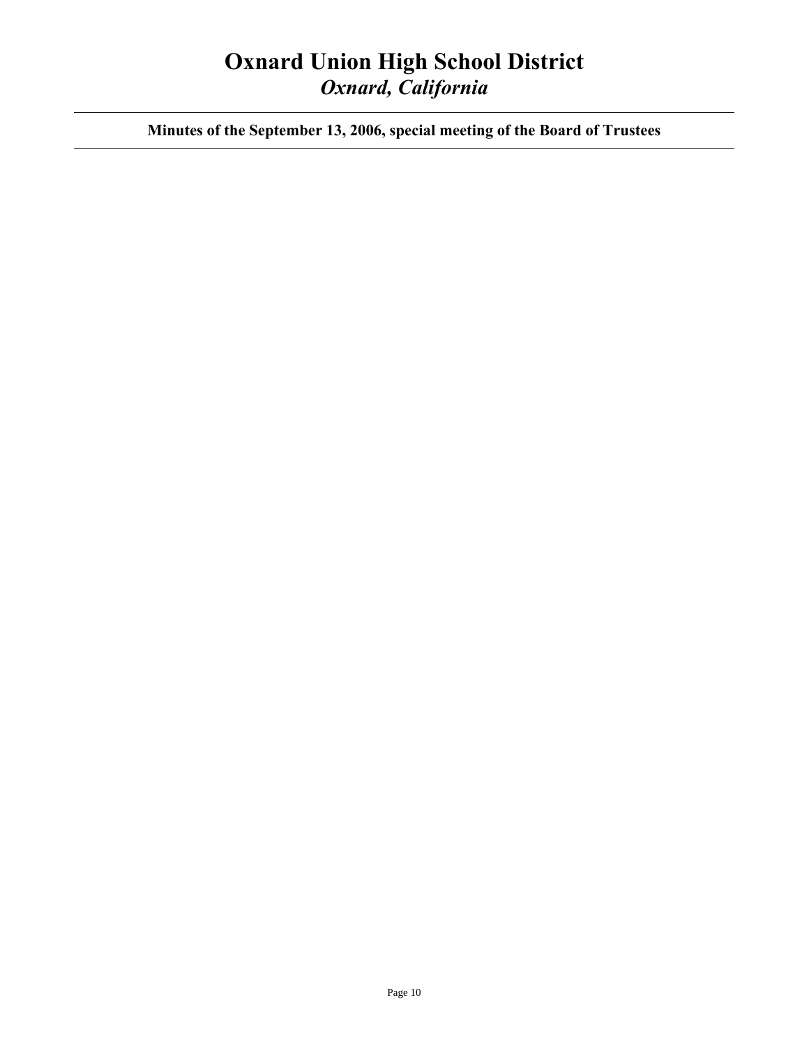# Oxnard Union High School District

*Oxnard, California*

**Minutes of the September 13, 2006, special meeting of the Board of Trustees**